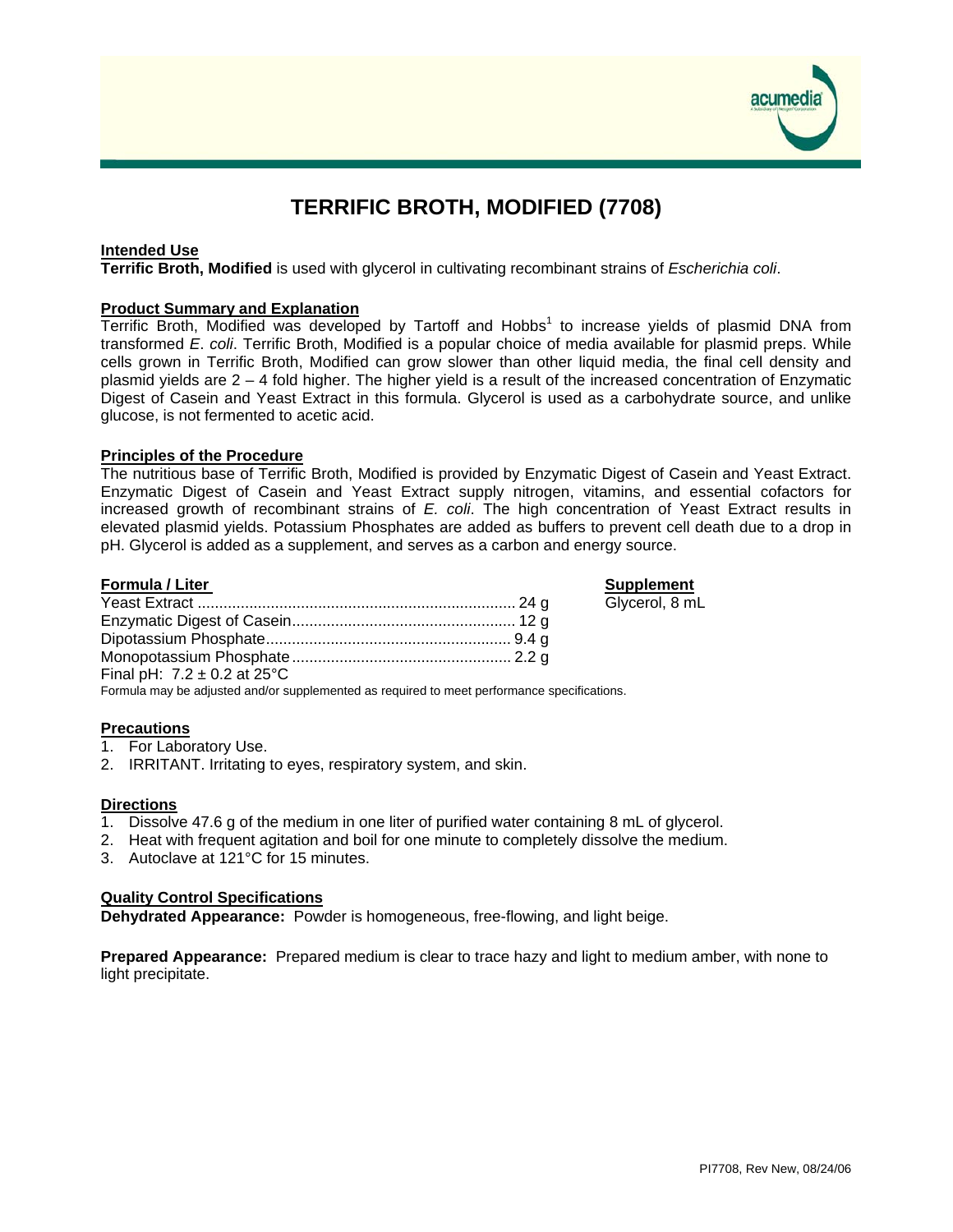# TERRIFIC BROTH, MODIFIED (7708)

## Intended Use

**Terrific Broth, Modified** is used with glycerol in cultivating recombinant strains of *Escherichia coli*.

## Product Summary and Explanation

Terrific Broth, Modified was developed by Tartoff and Hobbs[1] to increase yields of plasmid DNA from transformed *E. coli*. Terrific Broth, Modified is a popular choice of media available for plasmid preps. While cells grown in Terrific Broth, Modified can grow slower than other liquid media, the final cell density and plasmid yields are 2 – 4 fold higher. The higher yield is a result of the increased concentration of Enzymatic Digest of Casein and Yeast Extract in this formula. Glycerol is used as a carbohydrate source, and unlike glucose, is not fermented to acetic acid.

## Principles of the Procedure

The nutritious base of Terrific Broth, Modified is provided by Enzymatic Digest of Casein and Yeast Extract. Enzymatic Digest of Casein and Yeast Extract supply nitrogen, vitamins, and essential cofactors for increased growth of recombinant strains of *E. coli*. The high concentration of Yeast Extract results in elevated plasmid yields. Potassium Phosphates are added as buffers to prevent cell death due to a drop in pH. Glycerol is added as a supplement, and serves as a carbon and energy source.

## Formula / Liter

| Ingredient | Amount |
|---|---|
| Yeast Extract | 24 g |
| Enzymatic Digest of Casein | 12 g |
| Dipotassium Phosphate | 9.4 g |
| Monopotassium Phosphate | 2.2 g |

Final pH: 7.2 ± 0.2 at 25°C

Formula may be adjusted and/or supplemented as required to meet performance specifications.

## Supplement

Glycerol, 8 mL

## Precautions

1. For Laboratory Use.
2. IRRITANT. Irritating to eyes, respiratory system, and skin.

## Directions

1. Dissolve 47.6 g of the medium in one liter of purified water containing 8 mL of glycerol.
2. Heat with frequent agitation and boil for one minute to completely dissolve the medium.
3. Autoclave at 121°C for 15 minutes.

## Quality Control Specifications

**Dehydrated Appearance:** Powder is homogeneous, free-flowing, and light beige.

**Prepared Appearance:** Prepared medium is clear to trace hazy and light to medium amber, with none to light precipitate.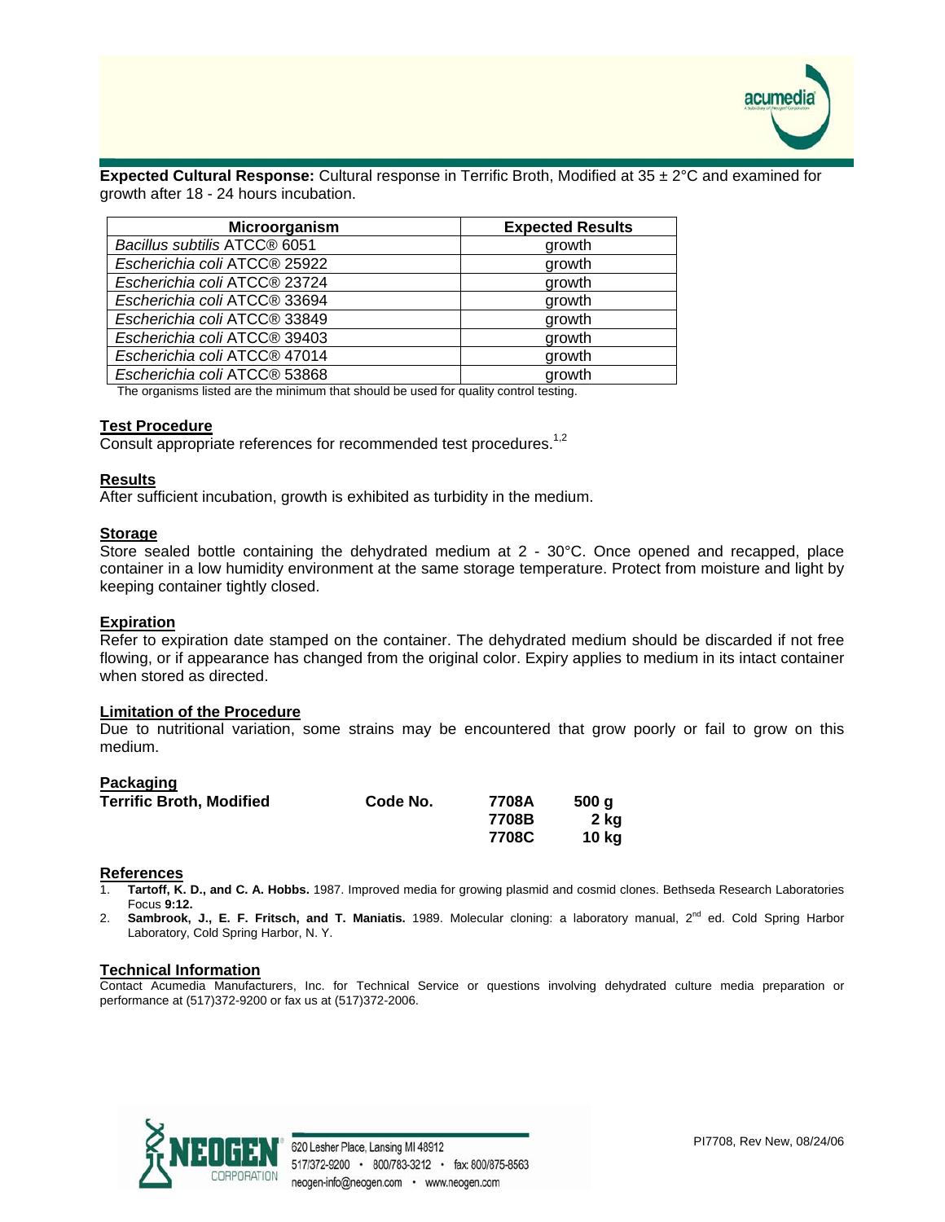**Expected Cultural Response:** Cultural response in Terrific Broth, Modified at 35 ± 2°C and examined for growth after 18 - 24 hours incubation.

| Microorganism | Expected Results |
|---|---|
| *Bacillus subtilis* ATCC® 6051 | growth |
| *Escherichia coli* ATCC® 25922 | growth |
| *Escherichia coli* ATCC® 23724 | growth |
| *Escherichia coli* ATCC® 33694 | growth |
| *Escherichia coli* ATCC® 33849 | growth |
| *Escherichia coli* ATCC® 39403 | growth |
| *Escherichia coli* ATCC® 47014 | growth |
| *Escherichia coli* ATCC® 53868 | growth |

The organisms listed are the minimum that should be used for quality control testing.

## Test Procedure

Consult appropriate references for recommended test procedures.[1,2]

## Results

After sufficient incubation, growth is exhibited as turbidity in the medium.

## Storage

Store sealed bottle containing the dehydrated medium at 2 - 30°C. Once opened and recapped, place container in a low humidity environment at the same storage temperature. Protect from moisture and light by keeping container tightly closed.

## Expiration

Refer to expiration date stamped on the container. The dehydrated medium should be discarded if not free flowing, or if appearance has changed from the original color. Expiry applies to medium in its intact container when stored as directed.

## Limitation of the Procedure

Due to nutritional variation, some strains may be encountered that grow poorly or fail to grow on this medium.

## Packaging

| | | | |
|---|---|---|---|
| **Terrific Broth, Modified** | **Code No.** | **7708A** | **500 g** |
| | | **7708B** | **2 kg** |
| | | **7708C** | **10 kg** |

## References

1. **Tartoff, K. D., and C. A. Hobbs.** 1987. Improved media for growing plasmid and cosmid clones. Bethseda Research Laboratories Focus **9:12.**
2. **Sambrook, J., E. F. Fritsch, and T. Maniatis.** 1989. Molecular cloning: a laboratory manual, 2nd ed. Cold Spring Harbor Laboratory, Cold Spring Harbor, N. Y.

## Technical Information

Contact Acumedia Manufacturers, Inc. for Technical Service or questions involving dehydrated culture media preparation or performance at (517)372-9200 or fax us at (517)372-2006.

620 Lesher Place, Lansing MI 48912
517/372-9200 • 800/783-3212 • fax: 800/875-8563
neogen-info@neogen.com • www.neogen.com

PI7708, Rev New, 08/24/06